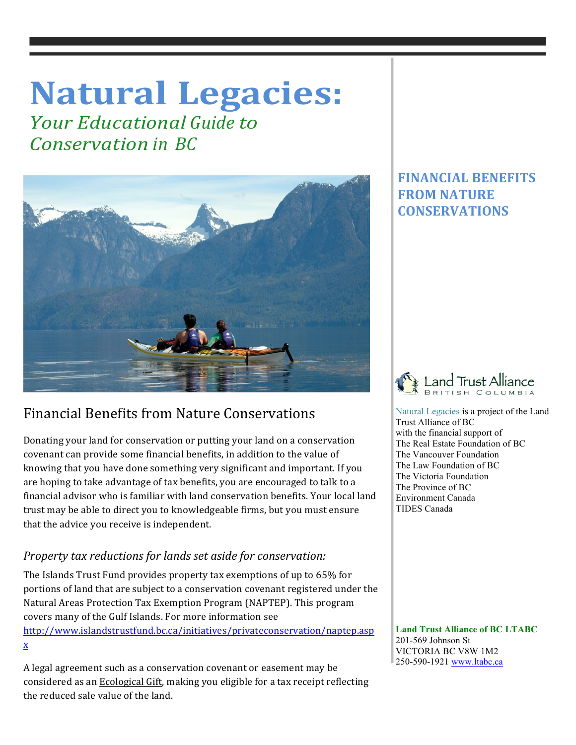# Natural Legacies:

*Your Educational Guide to Conservation in BC*

## Financial Benefits from Nature Conservations

Donating your land for conservation or putting your land on a conservation covenant can provide some financial benefits, in addition to the value of knowing that you have done something very significant and important. If you are hoping to take advantage of tax benefits, you are encouraged to talk to a financial advisor who is familiar with land conservation benefits. Your local land trust may be able to direct you to knowledgeable firms, but you must ensure that the advice you receive is independent.

### *Property tax reductions for lands set aside for conservation:*

The Islands Trust Fund provides property tax exemptions of up to 65% for portions of land that are subject to a conservation covenant registered under the Natural Areas Protection Tax Exemption Program (NAPTEP). This program covers many of the Gulf Islands. For more information see [http://www.islandstrustfund.bc.ca/initiatives/privateconservation/naptep.aspx](http://www.islandstrustfund.bc.ca/initiatives/privateconservation/naptep.aspx)

A legal agreement such as a conservation covenant or easement may be considered as an Ecological Gift, making you eligible for a tax receipt reflecting the reduced sale value of the land.

## FINANCIAL BENEFITS FROM NATURE CONSERVATIONS

Land Trust Alliance British Columbia

Natural Legacies is a project of the Land Trust Alliance of BC with the financial support of
The Real Estate Foundation of BC
The Vancouver Foundation
The Law Foundation of BC
The Victoria Foundation
The Province of BC
Environment Canada
TIDES Canada

**Land Trust Alliance of BC LTABC**
201-569 Johnson St
VICTORIA BC V8W 1M2
250-590-1921 [www.ltabc.ca](http://www.ltabc.ca)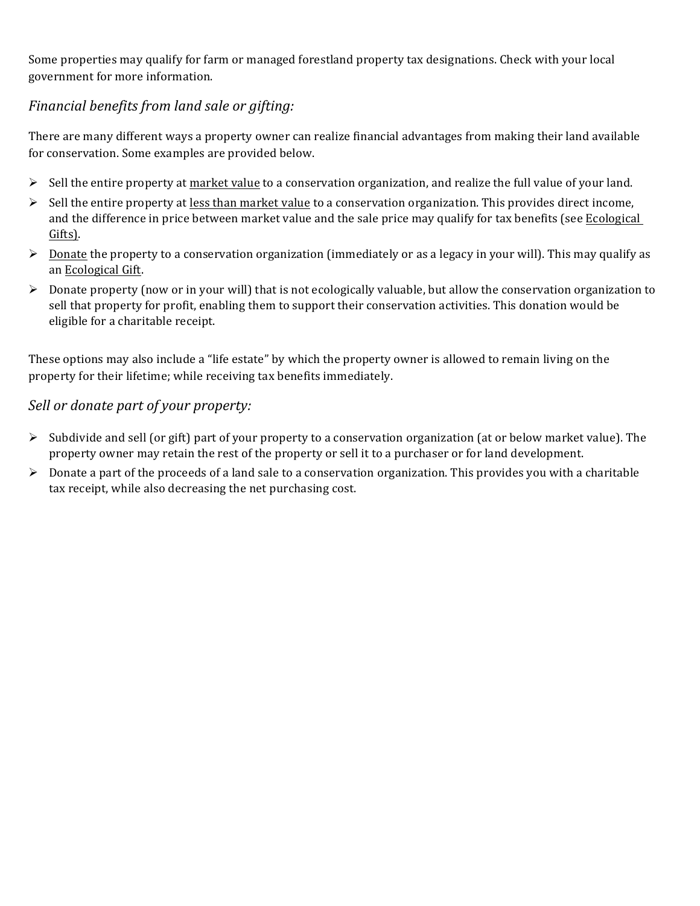Some properties may qualify for farm or managed forestland property tax designations. Check with your local government for more information.

### *Financial benefits from land sale or gifting:*

There are many different ways a property owner can realize financial advantages from making their land available for conservation. Some examples are provided below.

- Sell the entire property at market value to a conservation organization, and realize the full value of your land.
- Sell the entire property at less than market value to a conservation organization. This provides direct income, and the difference in price between market value and the sale price may qualify for tax benefits (see Ecological Gifts).
- Donate the property to a conservation organization (immediately or as a legacy in your will). This may qualify as an Ecological Gift.
- Donate property (now or in your will) that is not ecologically valuable, but allow the conservation organization to sell that property for profit, enabling them to support their conservation activities. This donation would be eligible for a charitable receipt.

These options may also include a "life estate" by which the property owner is allowed to remain living on the property for their lifetime; while receiving tax benefits immediately.

### *Sell or donate part of your property:*

- Subdivide and sell (or gift) part of your property to a conservation organization (at or below market value). The property owner may retain the rest of the property or sell it to a purchaser or for land development.
- Donate a part of the proceeds of a land sale to a conservation organization. This provides you with a charitable tax receipt, while also decreasing the net purchasing cost.